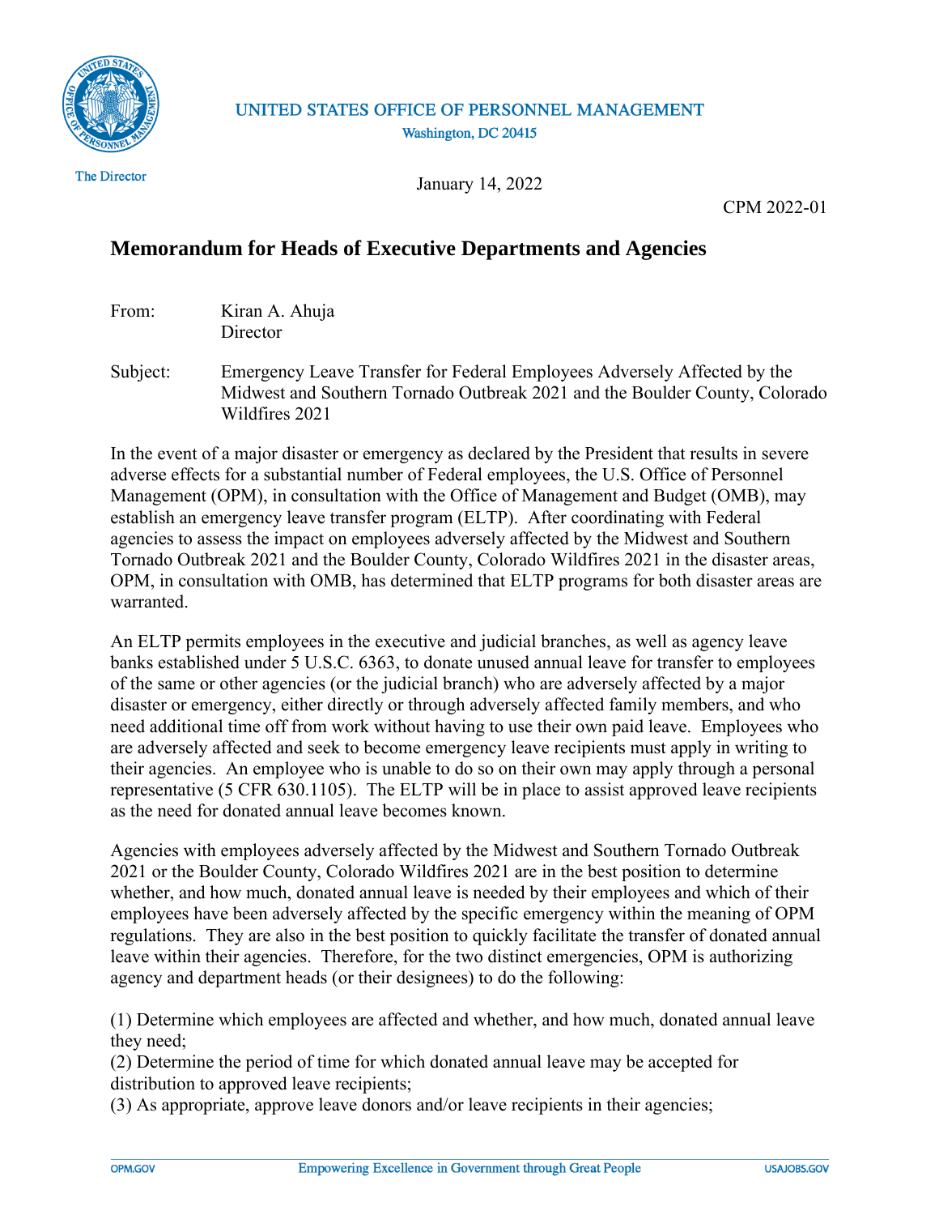UNITED STATES OFFICE OF PERSONNEL MANAGEMENT
Washington, DC 20415

The Director

January 14, 2022

CPM 2022-01

## Memorandum for Heads of Executive Departments and Agencies

From: Kiran A. Ahuja
Director

Subject: Emergency Leave Transfer for Federal Employees Adversely Affected by the Midwest and Southern Tornado Outbreak 2021 and the Boulder County, Colorado Wildfires 2021

In the event of a major disaster or emergency as declared by the President that results in severe adverse effects for a substantial number of Federal employees, the U.S. Office of Personnel Management (OPM), in consultation with the Office of Management and Budget (OMB), may establish an emergency leave transfer program (ELTP). After coordinating with Federal agencies to assess the impact on employees adversely affected by the Midwest and Southern Tornado Outbreak 2021 and the Boulder County, Colorado Wildfires 2021 in the disaster areas, OPM, in consultation with OMB, has determined that ELTP programs for both disaster areas are warranted.

An ELTP permits employees in the executive and judicial branches, as well as agency leave banks established under 5 U.S.C. 6363, to donate unused annual leave for transfer to employees of the same or other agencies (or the judicial branch) who are adversely affected by a major disaster or emergency, either directly or through adversely affected family members, and who need additional time off from work without having to use their own paid leave. Employees who are adversely affected and seek to become emergency leave recipients must apply in writing to their agencies. An employee who is unable to do so on their own may apply through a personal representative (5 CFR 630.1105). The ELTP will be in place to assist approved leave recipients as the need for donated annual leave becomes known.

Agencies with employees adversely affected by the Midwest and Southern Tornado Outbreak 2021 or the Boulder County, Colorado Wildfires 2021 are in the best position to determine whether, and how much, donated annual leave is needed by their employees and which of their employees have been adversely affected by the specific emergency within the meaning of OPM regulations. They are also in the best position to quickly facilitate the transfer of donated annual leave within their agencies. Therefore, for the two distinct emergencies, OPM is authorizing agency and department heads (or their designees) to do the following:

(1) Determine which employees are affected and whether, and how much, donated annual leave they need;
(2) Determine the period of time for which donated annual leave may be accepted for distribution to approved leave recipients;
(3) As appropriate, approve leave donors and/or leave recipients in their agencies;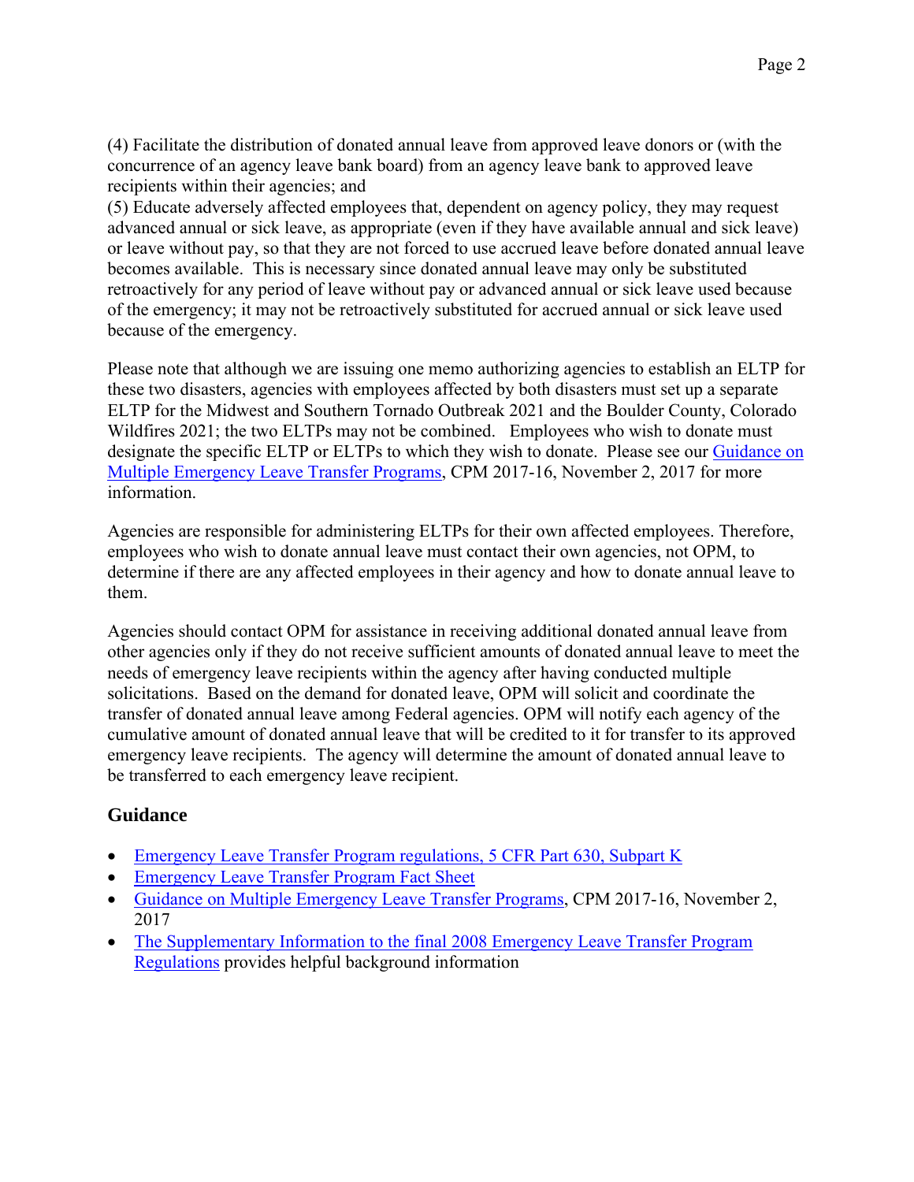(4) Facilitate the distribution of donated annual leave from approved leave donors or (with the concurrence of an agency leave bank board) from an agency leave bank to approved leave recipients within their agencies; and

(5) Educate adversely affected employees that, dependent on agency policy, they may request advanced annual or sick leave, as appropriate (even if they have available annual and sick leave) or leave without pay, so that they are not forced to use accrued leave before donated annual leave becomes available. This is necessary since donated annual leave may only be substituted retroactively for any period of leave without pay or advanced annual or sick leave used because of the emergency; it may not be retroactively substituted for accrued annual or sick leave used because of the emergency.

Please note that although we are issuing one memo authorizing agencies to establish an ELTP for these two disasters, agencies with employees affected by both disasters must set up a separate ELTP for the Midwest and Southern Tornado Outbreak 2021 and the Boulder County, Colorado Wildfires 2021; the two ELTPs may not be combined. Employees who wish to donate must designate the specific ELTP or ELTPs to which they wish to donate. Please see our Guidance on Multiple Emergency Leave Transfer Programs, CPM 2017-16, November 2, 2017 for more information.

Agencies are responsible for administering ELTPs for their own affected employees. Therefore, employees who wish to donate annual leave must contact their own agencies, not OPM, to determine if there are any affected employees in their agency and how to donate annual leave to them.

Agencies should contact OPM for assistance in receiving additional donated annual leave from other agencies only if they do not receive sufficient amounts of donated annual leave to meet the needs of emergency leave recipients within the agency after having conducted multiple solicitations. Based on the demand for donated leave, OPM will solicit and coordinate the transfer of donated annual leave among Federal agencies. OPM will notify each agency of the cumulative amount of donated annual leave that will be credited to it for transfer to its approved emergency leave recipients. The agency will determine the amount of donated annual leave to be transferred to each emergency leave recipient.

## Guidance

- Emergency Leave Transfer Program regulations, 5 CFR Part 630, Subpart K
- Emergency Leave Transfer Program Fact Sheet
- Guidance on Multiple Emergency Leave Transfer Programs, CPM 2017-16, November 2, 2017
- The Supplementary Information to the final 2008 Emergency Leave Transfer Program Regulations provides helpful background information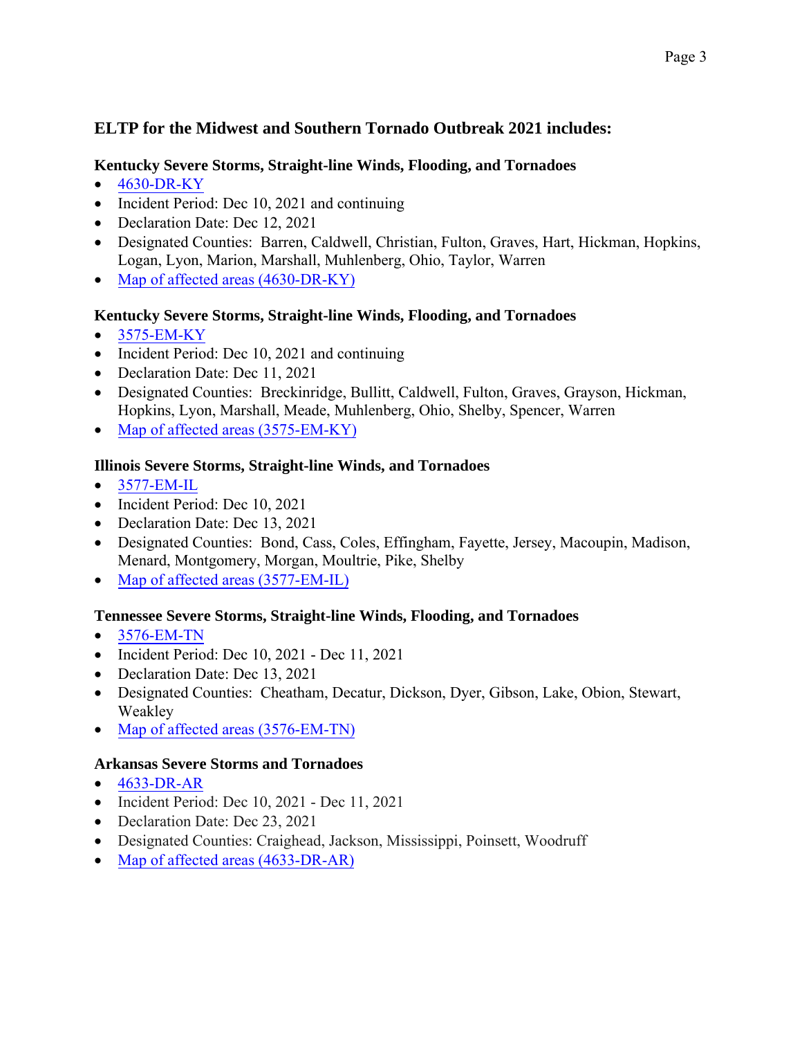## ELTP for the Midwest and Southern Tornado Outbreak 2021 includes:

### Kentucky Severe Storms, Straight-line Winds, Flooding, and Tornadoes

- 4630-DR-KY
- Incident Period: Dec 10, 2021 and continuing
- Declaration Date: Dec 12, 2021
- Designated Counties: Barren, Caldwell, Christian, Fulton, Graves, Hart, Hickman, Hopkins, Logan, Lyon, Marion, Marshall, Muhlenberg, Ohio, Taylor, Warren
- Map of affected areas (4630-DR-KY)

### Kentucky Severe Storms, Straight-line Winds, Flooding, and Tornadoes

- 3575-EM-KY
- Incident Period: Dec 10, 2021 and continuing
- Declaration Date: Dec 11, 2021
- Designated Counties: Breckinridge, Bullitt, Caldwell, Fulton, Graves, Grayson, Hickman, Hopkins, Lyon, Marshall, Meade, Muhlenberg, Ohio, Shelby, Spencer, Warren
- Map of affected areas (3575-EM-KY)

### Illinois Severe Storms, Straight-line Winds, and Tornadoes

- 3577-EM-IL
- Incident Period: Dec 10, 2021
- Declaration Date: Dec 13, 2021
- Designated Counties: Bond, Cass, Coles, Effingham, Fayette, Jersey, Macoupin, Madison, Menard, Montgomery, Morgan, Moultrie, Pike, Shelby
- Map of affected areas (3577-EM-IL)

### Tennessee Severe Storms, Straight-line Winds, Flooding, and Tornadoes

- 3576-EM-TN
- Incident Period: Dec 10, 2021 - Dec 11, 2021
- Declaration Date: Dec 13, 2021
- Designated Counties: Cheatham, Decatur, Dickson, Dyer, Gibson, Lake, Obion, Stewart, Weakley
- Map of affected areas (3576-EM-TN)

### Arkansas Severe Storms and Tornadoes

- 4633-DR-AR
- Incident Period: Dec 10, 2021 - Dec 11, 2021
- Declaration Date: Dec 23, 2021
- Designated Counties: Craighead, Jackson, Mississippi, Poinsett, Woodruff
- Map of affected areas (4633-DR-AR)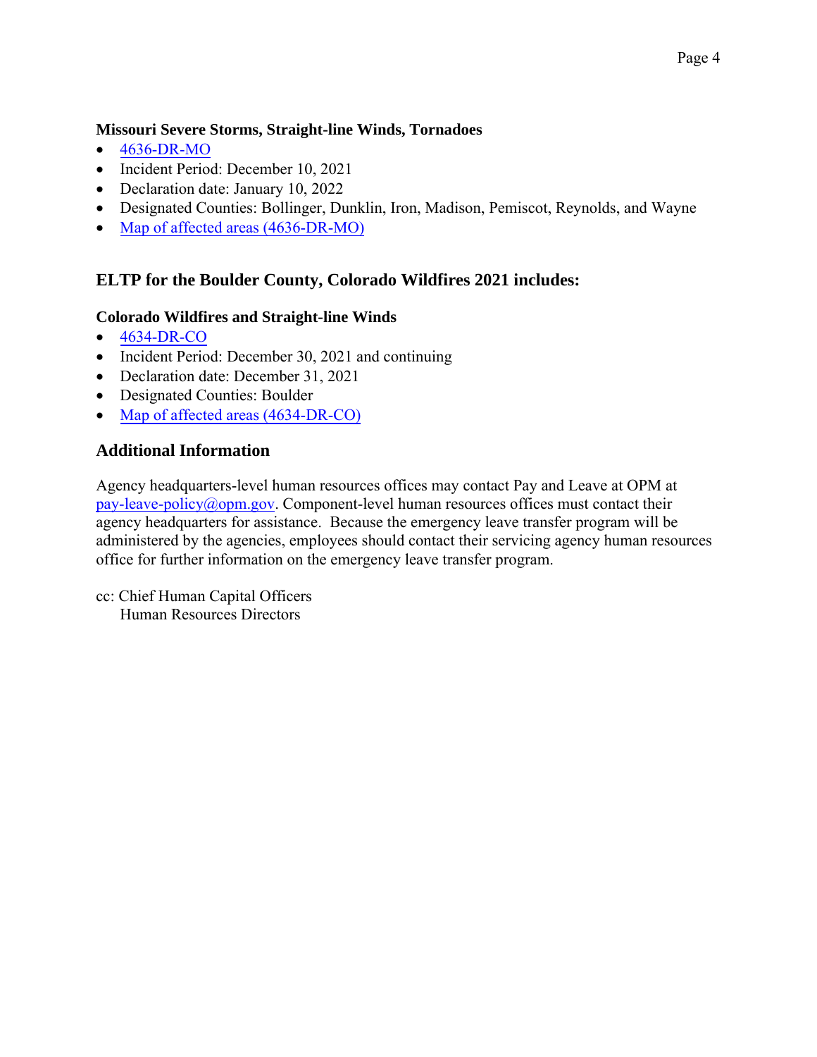### Missouri Severe Storms, Straight-line Winds, Tornadoes

- 4636-DR-MO
- Incident Period: December 10, 2021
- Declaration date: January 10, 2022
- Designated Counties: Bollinger, Dunklin, Iron, Madison, Pemiscot, Reynolds, and Wayne
- Map of affected areas (4636-DR-MO)

## ELTP for the Boulder County, Colorado Wildfires 2021 includes:

### Colorado Wildfires and Straight-line Winds

- 4634-DR-CO
- Incident Period: December 30, 2021 and continuing
- Declaration date: December 31, 2021
- Designated Counties: Boulder
- Map of affected areas (4634-DR-CO)

## Additional Information

Agency headquarters-level human resources offices may contact Pay and Leave at OPM at pay-leave-policy@opm.gov. Component-level human resources offices must contact their agency headquarters for assistance. Because the emergency leave transfer program will be administered by the agencies, employees should contact their servicing agency human resources office for further information on the emergency leave transfer program.

cc: Chief Human Capital Officers
Human Resources Directors